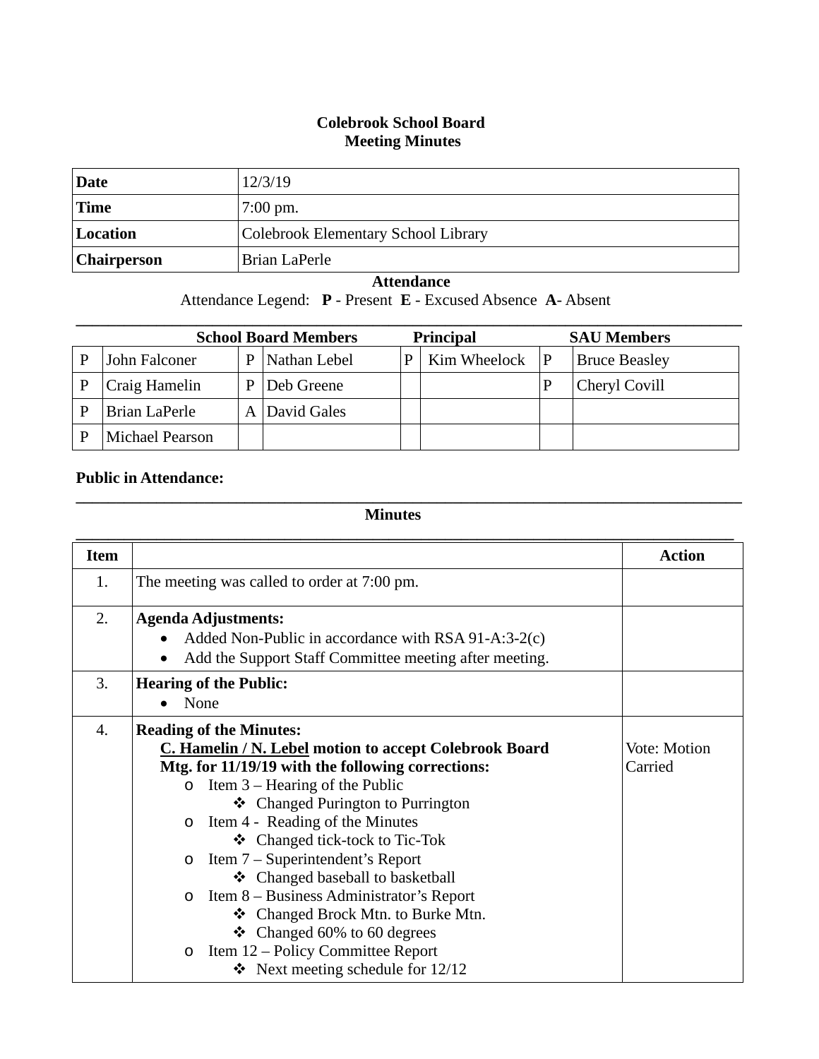# Colebrook School Board
## Meeting Minutes

| | |
|---|---|
| **Date** | 12/3/19 |
| **Time** | 7:00 pm. |
| **Location** | Colebrook Elementary School Library |
| **Chairperson** | Brian LaPerle |

**Attendance**

Attendance Legend: **P** - Present **E** - Excused Absence **A**- Absent

| **School Board Members** | | | | **Principal** | | **SAU Members** | |
|---|---|---|---|---|---|---|---|
| P | John Falconer | P | Nathan Lebel | P | Kim Wheelock | P | Bruce Beasley |
| P | Craig Hamelin | P | Deb Greene | | | P | Cheryl Covill |
| P | Brian LaPerle | A | David Gales | | | | |
| P | Michael Pearson | | | | | | |

**Public in Attendance:**

**Minutes**

| Item | | Action |
|---|---|---|
| 1. | The meeting was called to order at 7:00 pm. | |
| 2. | **Agenda Adjustments:**<br>• Added Non-Public in accordance with RSA 91-A:3-2(c)<br>• Add the Support Staff Committee meeting after meeting. | |
| 3. | **Hearing of the Public:**<br>• None | |
| 4. | **Reading of the Minutes:**<br>**<u>C. Hamelin / N. Lebel</u> motion to accept Colebrook Board Mtg. for 11/19/19 with the following corrections:**<br>o Item 3 – Hearing of the Public<br>❖ Changed Purington to Purrington<br>o Item 4 - Reading of the Minutes<br>❖ Changed tick-tock to Tic-Tok<br>o Item 7 – Superintendent's Report<br>❖ Changed baseball to basketball<br>o Item 8 – Business Administrator's Report<br>❖ Changed Brock Mtn. to Burke Mtn.<br>❖ Changed 60% to 60 degrees<br>o Item 12 – Policy Committee Report<br>❖ Next meeting schedule for 12/12 | Vote: Motion Carried |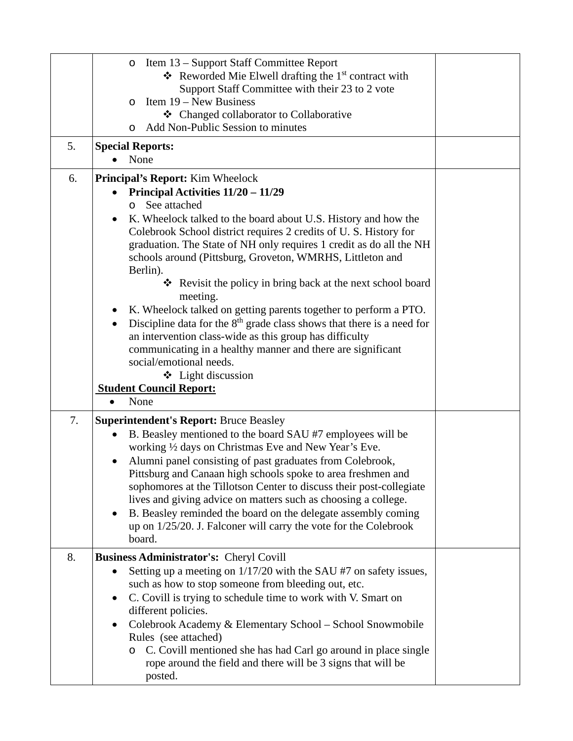| | | |
|---|---|---|
| | o Item 13 – Support Staff Committee Report<br>❖ Reworded Mie Elwell drafting the 1st contract with Support Staff Committee with their 23 to 2 vote<br>o Item 19 – New Business<br>❖ Changed collaborator to Collaborative<br>o Add Non-Public Session to minutes | |
| 5. | **Special Reports:**<br>• None | |
| 6. | **Principal's Report:** Kim Wheelock<br>• **Principal Activities 11/20 – 11/29**<br>o See attached<br>• K. Wheelock talked to the board about U.S. History and how the Colebrook School district requires 2 credits of U. S. History for graduation. The State of NH only requires 1 credit as do all the NH schools around (Pittsburg, Groveton, WMRHS, Littleton and Berlin).<br>❖ Revisit the policy in bring back at the next school board meeting.<br>• K. Wheelock talked on getting parents together to perform a PTO.<br>• Discipline data for the 8th grade class shows that there is a need for an intervention class-wide as this group has difficulty communicating in a healthy manner and there are significant social/emotional needs.<br>❖ Light discussion<br>**Student Council Report:**<br>• None | |
| 7. | **Superintendent's Report:** Bruce Beasley<br>• B. Beasley mentioned to the board SAU #7 employees will be working ½ days on Christmas Eve and New Year's Eve.<br>• Alumni panel consisting of past graduates from Colebrook, Pittsburg and Canaan high schools spoke to area freshmen and sophomores at the Tillotson Center to discuss their post-collegiate lives and giving advice on matters such as choosing a college.<br>• B. Beasley reminded the board on the delegate assembly coming up on 1/25/20. J. Falconer will carry the vote for the Colebrook board. | |
| 8. | **Business Administrator's:** Cheryl Covill<br>• Setting up a meeting on 1/17/20 with the SAU #7 on safety issues, such as how to stop someone from bleeding out, etc.<br>• C. Covill is trying to schedule time to work with V. Smart on different policies.<br>• Colebrook Academy & Elementary School – School Snowmobile Rules (see attached)<br>o C. Covill mentioned she has had Carl go around in place single rope around the field and there will be 3 signs that will be posted. | |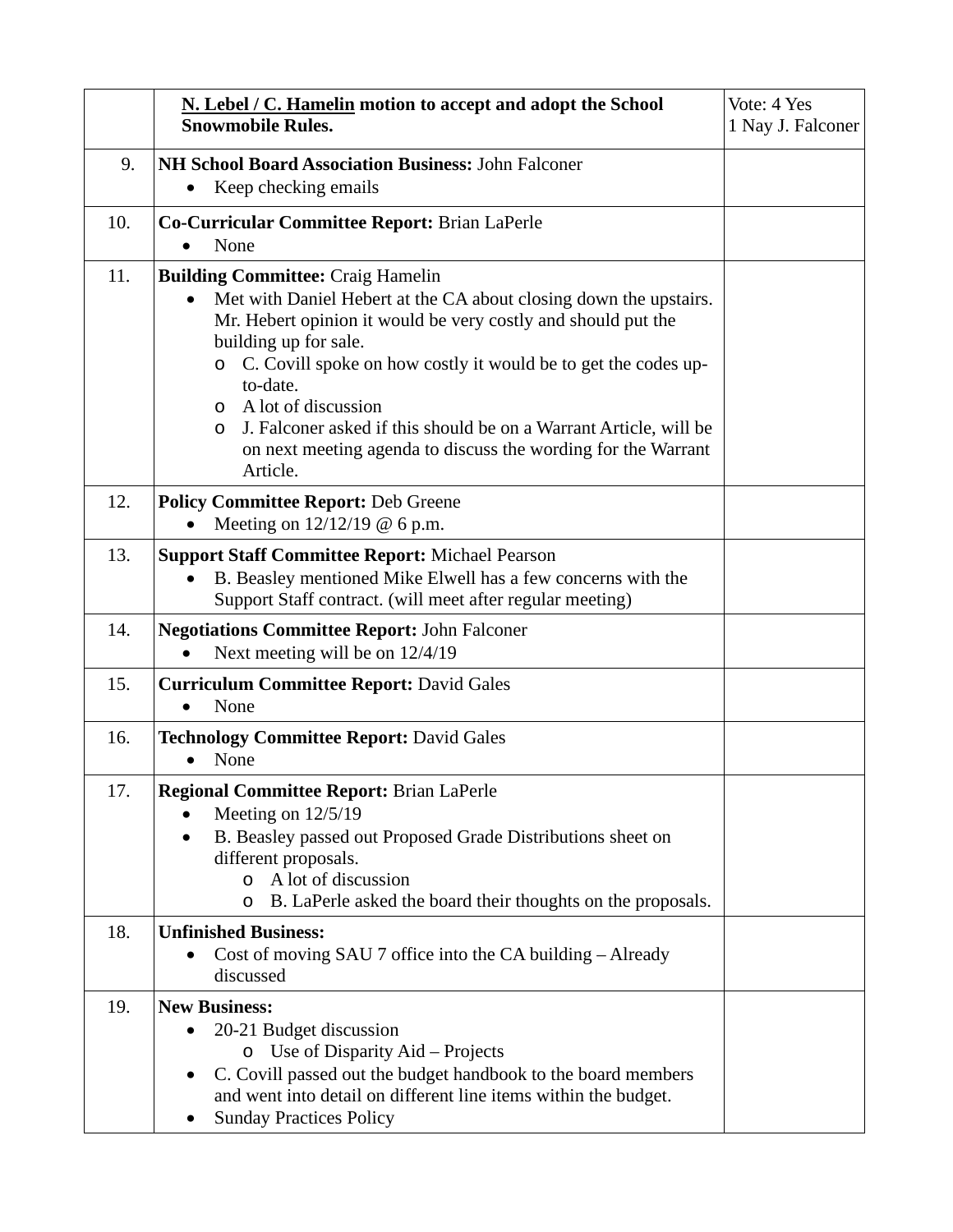| | | |
|---|---|---|
| | **<u>N. Lebel / C. Hamelin</u> motion to accept and adopt the School Snowmobile Rules.** | Vote: 4 Yes<br>1 Nay J. Falconer |
| 9. | **NH School Board Association Business:** John Falconer<br>• Keep checking emails | |
| 10. | **Co-Curricular Committee Report:** Brian LaPerle<br>• None | |
| 11. | **Building Committee:** Craig Hamelin<br>• Met with Daniel Hebert at the CA about closing down the upstairs. Mr. Hebert opinion it would be very costly and should put the building up for sale.<br>  o C. Covill spoke on how costly it would be to get the codes up-to-date.<br>  o A lot of discussion<br>  o J. Falconer asked if this should be on a Warrant Article, will be on next meeting agenda to discuss the wording for the Warrant Article. | |
| 12. | **Policy Committee Report:** Deb Greene<br>• Meeting on 12/12/19 @ 6 p.m. | |
| 13. | **Support Staff Committee Report:** Michael Pearson<br>• B. Beasley mentioned Mike Elwell has a few concerns with the Support Staff contract. (will meet after regular meeting) | |
| 14. | **Negotiations Committee Report:** John Falconer<br>• Next meeting will be on 12/4/19 | |
| 15. | **Curriculum Committee Report:** David Gales<br>• None | |
| 16. | **Technology Committee Report:** David Gales<br>• None | |
| 17. | **Regional Committee Report:** Brian LaPerle<br>• Meeting on 12/5/19<br>• B. Beasley passed out Proposed Grade Distributions sheet on different proposals.<br>  o A lot of discussion<br>  o B. LaPerle asked the board their thoughts on the proposals. | |
| 18. | **Unfinished Business:**<br>• Cost of moving SAU 7 office into the CA building – Already discussed | |
| 19. | **New Business:**<br>• 20-21 Budget discussion<br>  o Use of Disparity Aid – Projects<br>• C. Covill passed out the budget handbook to the board members and went into detail on different line items within the budget.<br>• Sunday Practices Policy | |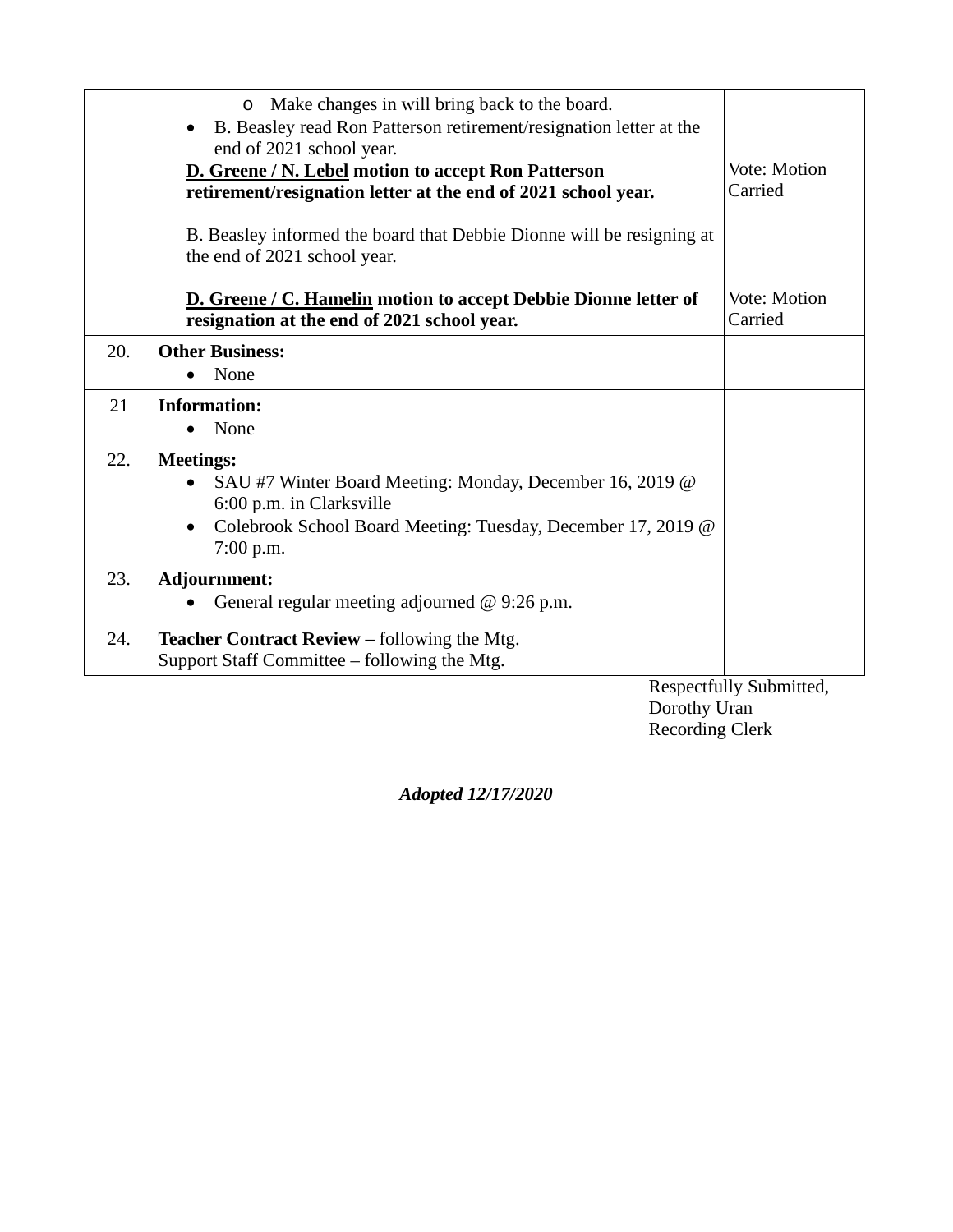| | | |
|---|---|---|
| | - Make changes in will bring back to the board.<br>- B. Beasley read Ron Patterson retirement/resignation letter at the end of 2021 school year.<br>**<u>D. Greene / N. Lebel</u> motion to accept Ron Patterson retirement/resignation letter at the end of 2021 school year.**<br><br>B. Beasley informed the board that Debbie Dionne will be resigning at the end of 2021 school year.<br><br>**<u>D. Greene / C. Hamelin</u> motion to accept Debbie Dionne letter of resignation at the end of 2021 school year.** | Vote: Motion Carried<br><br><br>Vote: Motion Carried |
| 20. | **Other Business:**<br>- None | |
| 21 | **Information:**<br>- None | |
| 22. | **Meetings:**<br>- SAU #7 Winter Board Meeting: Monday, December 16, 2019 @ 6:00 p.m. in Clarksville<br>- Colebrook School Board Meeting: Tuesday, December 17, 2019 @ 7:00 p.m. | |
| 23. | **Adjournment:**<br>- General regular meeting adjourned @ 9:26 p.m. | |
| 24. | **Teacher Contract Review –** following the Mtg.<br>Support Staff Committee – following the Mtg. | |

Respectfully Submitted,
Dorothy Uran
Recording Clerk

***Adopted 12/17/2020***